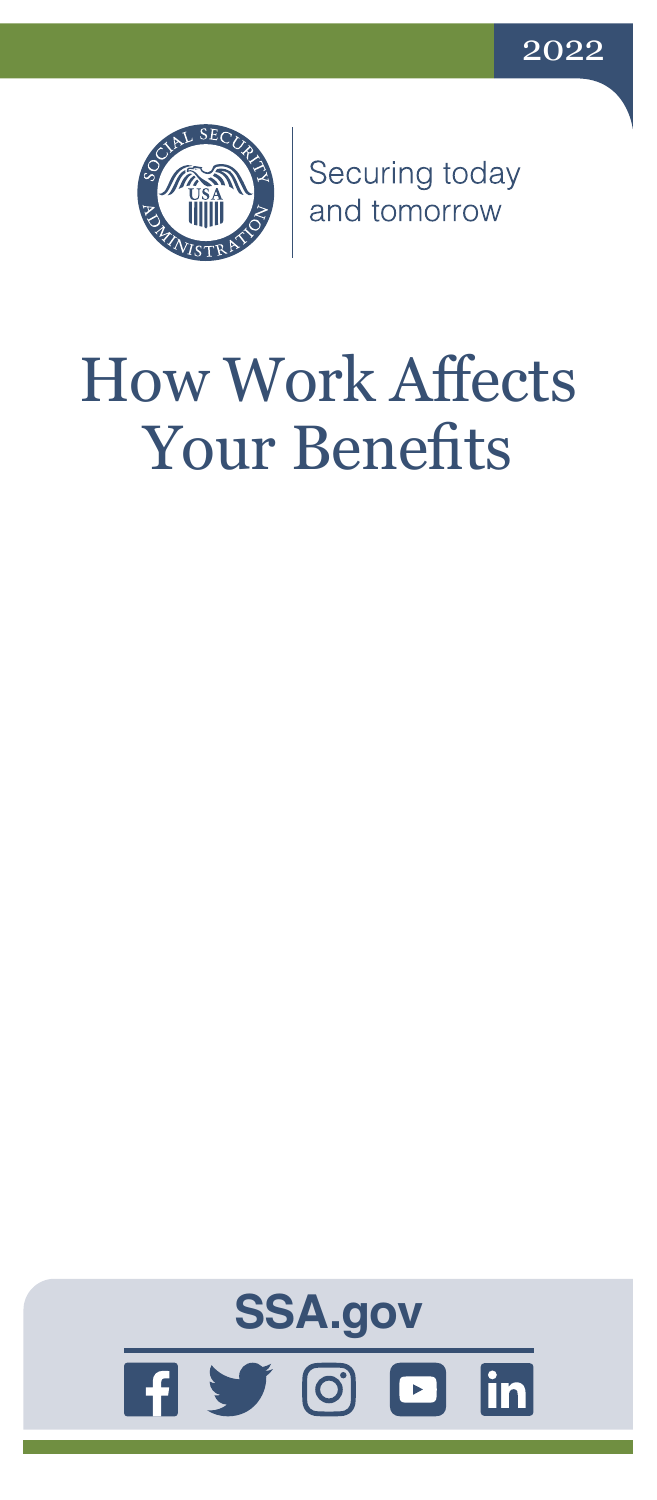2022

Securing today and tomorrow

# How Work Affects Your Benefits

**SSA.gov**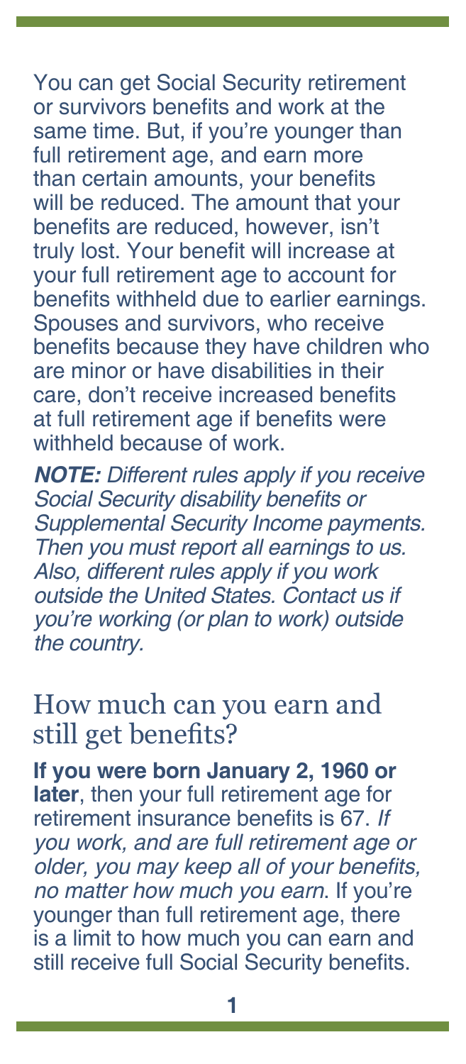You can get Social Security retirement or survivors benefits and work at the same time. But, if you're younger than full retirement age, and earn more than certain amounts, your benefits will be reduced. The amount that your benefits are reduced, however, isn't truly lost. Your benefit will increase at your full retirement age to account for benefits withheld due to earlier earnings. Spouses and survivors, who receive benefits because they have children who are minor or have disabilities in their care, don't receive increased benefits at full retirement age if benefits were withheld because of work.

***NOTE:*** *Different rules apply if you receive Social Security disability benefits or Supplemental Security Income payments. Then you must report all earnings to us. Also, different rules apply if you work outside the United States. Contact us if you're working (or plan to work) outside the country.*

## How much can you earn and still get benefits?

**If you were born January 2, 1960 or later**, then your full retirement age for retirement insurance benefits is 67. *If you work, and are full retirement age or older, you may keep all of your benefits, no matter how much you earn*. If you're younger than full retirement age, there is a limit to how much you can earn and still receive full Social Security benefits.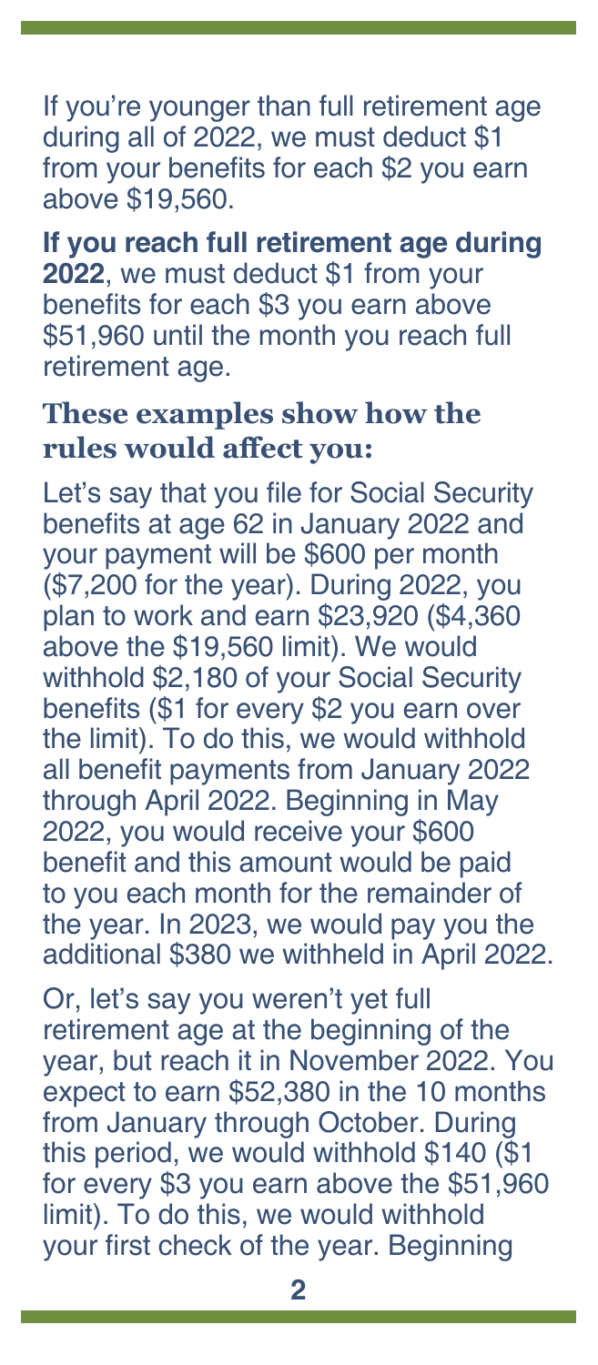If you're younger than full retirement age during all of 2022, we must deduct $1 from your benefits for each $2 you earn above $19,560.

**If you reach full retirement age during 2022**, we must deduct $1 from your benefits for each $3 you earn above $51,960 until the month you reach full retirement age.

### These examples show how the rules would affect you:

Let's say that you file for Social Security benefits at age 62 in January 2022 and your payment will be $600 per month ($7,200 for the year). During 2022, you plan to work and earn $23,920 ($4,360 above the $19,560 limit). We would withhold $2,180 of your Social Security benefits ($1 for every $2 you earn over the limit). To do this, we would withhold all benefit payments from January 2022 through April 2022. Beginning in May 2022, you would receive your $600 benefit and this amount would be paid to you each month for the remainder of the year. In 2023, we would pay you the additional $380 we withheld in April 2022.

Or, let's say you weren't yet full retirement age at the beginning of the year, but reach it in November 2022. You expect to earn $52,380 in the 10 months from January through October. During this period, we would withhold $140 ($1 for every $3 you earn above the $51,960 limit). To do this, we would withhold your first check of the year. Beginning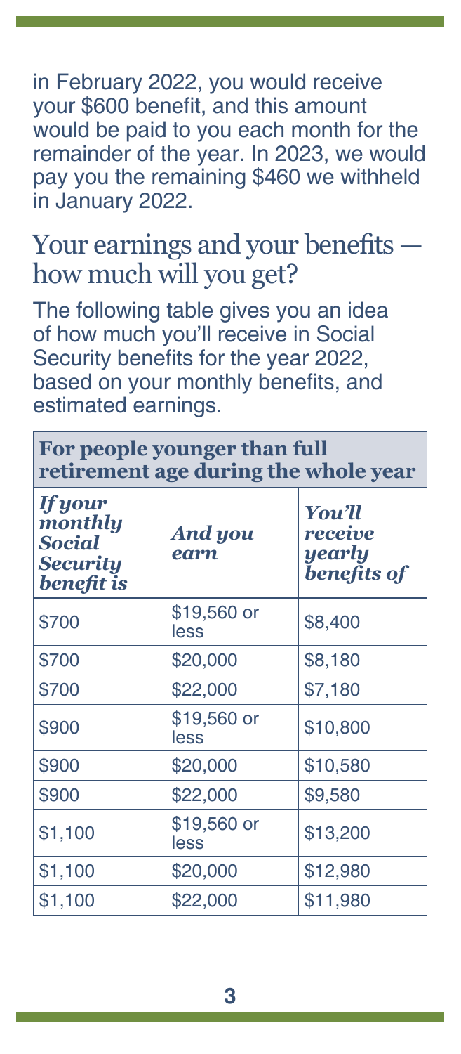in February 2022, you would receive your $600 benefit, and this amount would be paid to you each month for the remainder of the year. In 2023, we would pay you the remaining $460 we withheld in January 2022.

## Your earnings and your benefits — how much will you get?

The following table gives you an idea of how much you'll receive in Social Security benefits for the year 2022, based on your monthly benefits, and estimated earnings.

| **For people younger than full retirement age during the whole year** | | |
|---|---|---|
| ***If your monthly Social Security benefit is*** | ***And you earn*** | ***You'll receive yearly benefits of*** |
| $700 | $19,560 or less | $8,400 |
| $700 | $20,000 | $8,180 |
| $700 | $22,000 | $7,180 |
| $900 | $19,560 or less | $10,800 |
| $900 | $20,000 | $10,580 |
| $900 | $22,000 | $9,580 |
| $1,100 | $19,560 or less | $13,200 |
| $1,100 | $20,000 | $12,980 |
| $1,100 | $22,000 | $11,980 |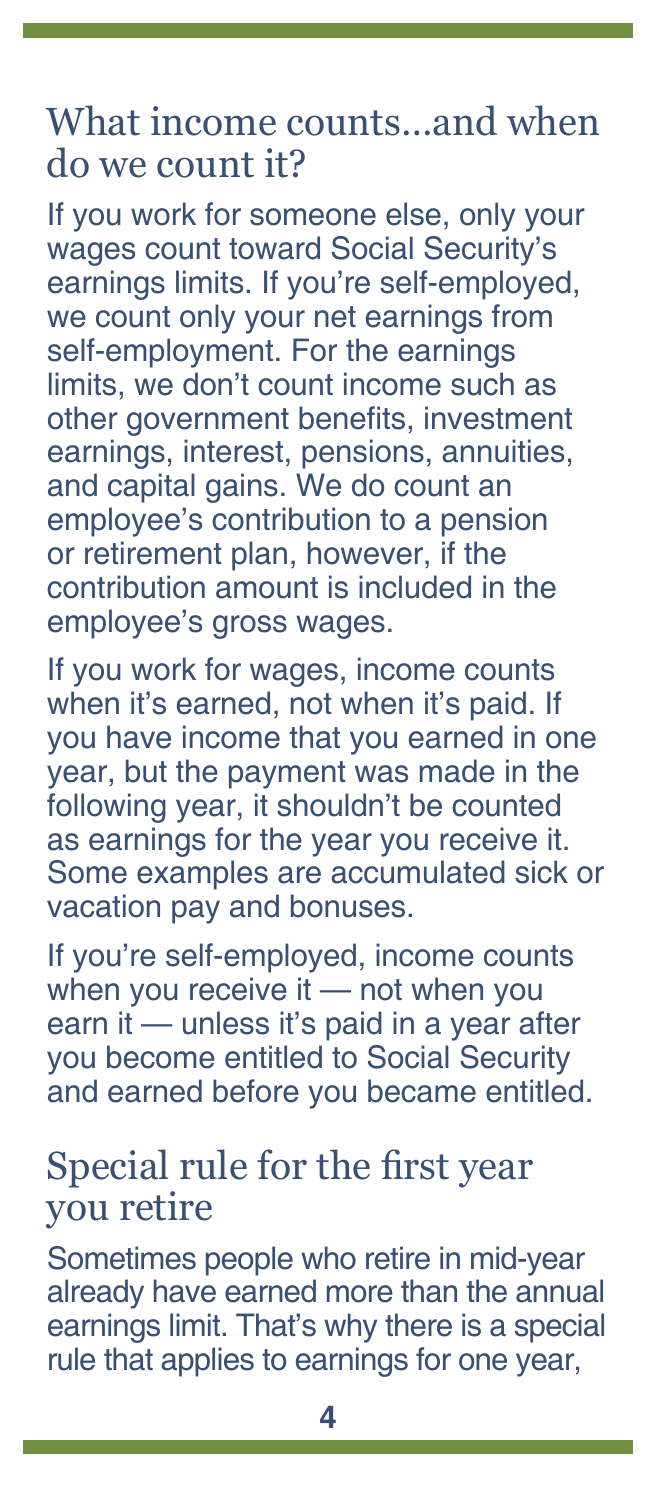## What income counts...and when do we count it?

If you work for someone else, only your wages count toward Social Security's earnings limits. If you're self-employed, we count only your net earnings from self-employment. For the earnings limits, we don't count income such as other government benefits, investment earnings, interest, pensions, annuities, and capital gains. We do count an employee's contribution to a pension or retirement plan, however, if the contribution amount is included in the employee's gross wages.

If you work for wages, income counts when it's earned, not when it's paid. If you have income that you earned in one year, but the payment was made in the following year, it shouldn't be counted as earnings for the year you receive it. Some examples are accumulated sick or vacation pay and bonuses.

If you're self-employed, income counts when you receive it — not when you earn it — unless it's paid in a year after you become entitled to Social Security and earned before you became entitled.

## Special rule for the first year you retire

Sometimes people who retire in mid-year already have earned more than the annual earnings limit. That's why there is a special rule that applies to earnings for one year,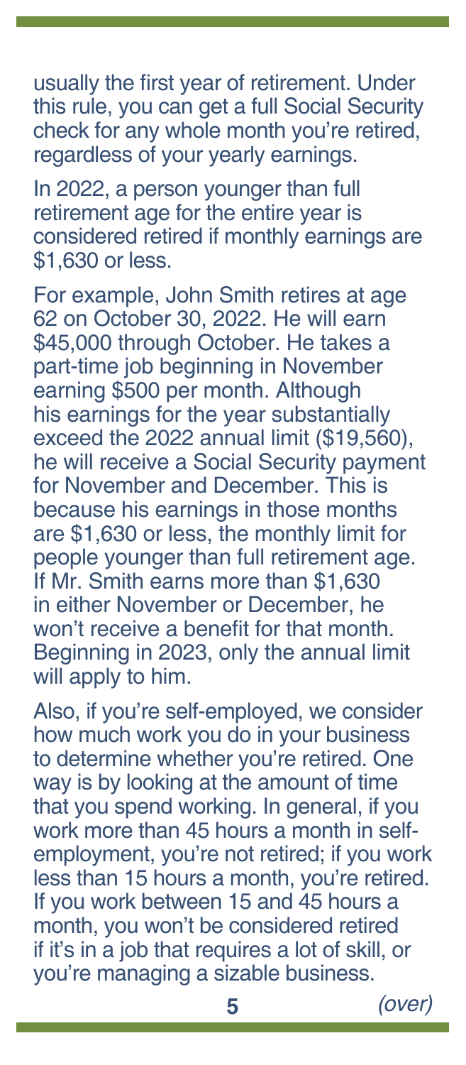usually the first year of retirement. Under this rule, you can get a full Social Security check for any whole month you're retired, regardless of your yearly earnings.

In 2022, a person younger than full retirement age for the entire year is considered retired if monthly earnings are $1,630 or less.

For example, John Smith retires at age 62 on October 30, 2022. He will earn $45,000 through October. He takes a part-time job beginning in November earning $500 per month. Although his earnings for the year substantially exceed the 2022 annual limit ($19,560), he will receive a Social Security payment for November and December. This is because his earnings in those months are $1,630 or less, the monthly limit for people younger than full retirement age. If Mr. Smith earns more than $1,630 in either November or December, he won't receive a benefit for that month. Beginning in 2023, only the annual limit will apply to him.

Also, if you're self-employed, we consider how much work you do in your business to determine whether you're retired. One way is by looking at the amount of time that you spend working. In general, if you work more than 45 hours a month in self-employment, you're not retired; if you work less than 15 hours a month, you're retired. If you work between 15 and 45 hours a month, you won't be considered retired if it's in a job that requires a lot of skill, or you're managing a sizable business.

*(over)*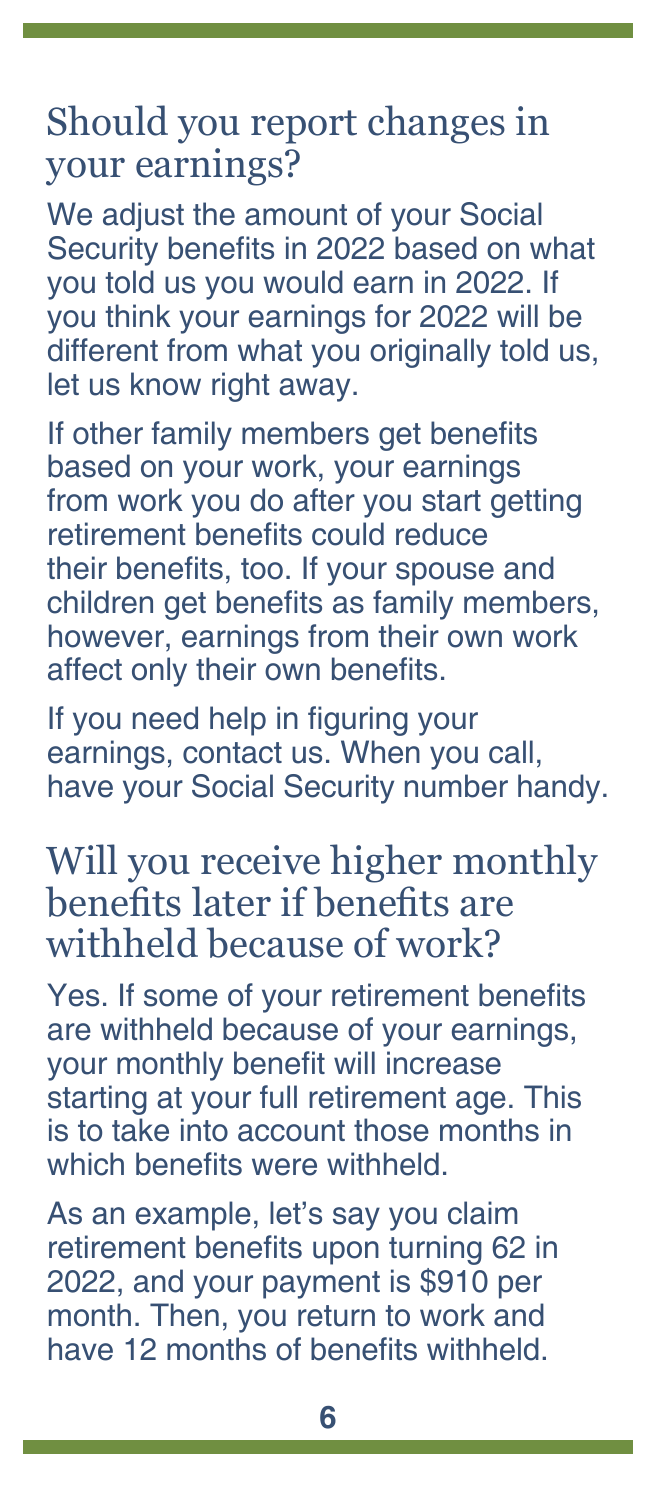## Should you report changes in your earnings?

We adjust the amount of your Social Security benefits in 2022 based on what you told us you would earn in 2022. If you think your earnings for 2022 will be different from what you originally told us, let us know right away.

If other family members get benefits based on your work, your earnings from work you do after you start getting retirement benefits could reduce their benefits, too. If your spouse and children get benefits as family members, however, earnings from their own work affect only their own benefits.

If you need help in figuring your earnings, contact us. When you call, have your Social Security number handy.

## Will you receive higher monthly benefits later if benefits are withheld because of work?

Yes. If some of your retirement benefits are withheld because of your earnings, your monthly benefit will increase starting at your full retirement age. This is to take into account those months in which benefits were withheld.

As an example, let's say you claim retirement benefits upon turning 62 in 2022, and your payment is $910 per month. Then, you return to work and have 12 months of benefits withheld.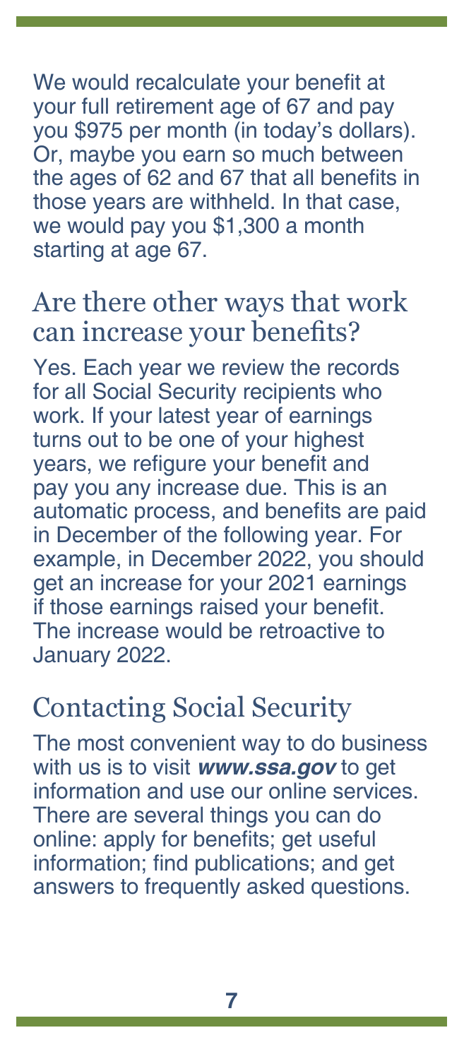We would recalculate your benefit at your full retirement age of 67 and pay you $975 per month (in today's dollars). Or, maybe you earn so much between the ages of 62 and 67 that all benefits in those years are withheld. In that case, we would pay you $1,300 a month starting at age 67.

## Are there other ways that work can increase your benefits?

Yes. Each year we review the records for all Social Security recipients who work. If your latest year of earnings turns out to be one of your highest years, we refigure your benefit and pay you any increase due. This is an automatic process, and benefits are paid in December of the following year. For example, in December 2022, you should get an increase for your 2021 earnings if those earnings raised your benefit. The increase would be retroactive to January 2022.

## Contacting Social Security

The most convenient way to do business with us is to visit ***www.ssa.gov*** to get information and use our online services. There are several things you can do online: apply for benefits; get useful information; find publications; and get answers to frequently asked questions.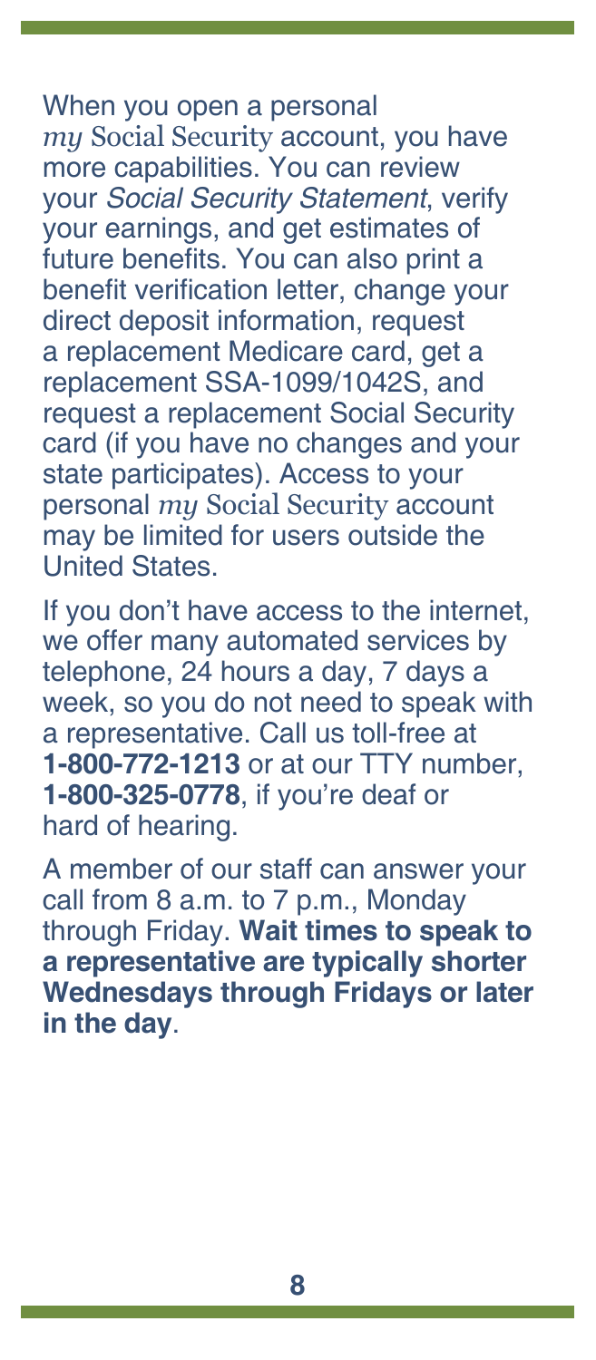When you open a personal *my* Social Security account, you have more capabilities. You can review your *Social Security Statement*, verify your earnings, and get estimates of future benefits. You can also print a benefit verification letter, change your direct deposit information, request a replacement Medicare card, get a replacement SSA-1099/1042S, and request a replacement Social Security card (if you have no changes and your state participates). Access to your personal *my* Social Security account may be limited for users outside the United States.

If you don't have access to the internet, we offer many automated services by telephone, 24 hours a day, 7 days a week, so you do not need to speak with a representative. Call us toll-free at **1-800-772-1213** or at our TTY number, **1-800-325-0778**, if you're deaf or hard of hearing.

A member of our staff can answer your call from 8 a.m. to 7 p.m., Monday through Friday. **Wait times to speak to a representative are typically shorter Wednesdays through Fridays or later in the day**.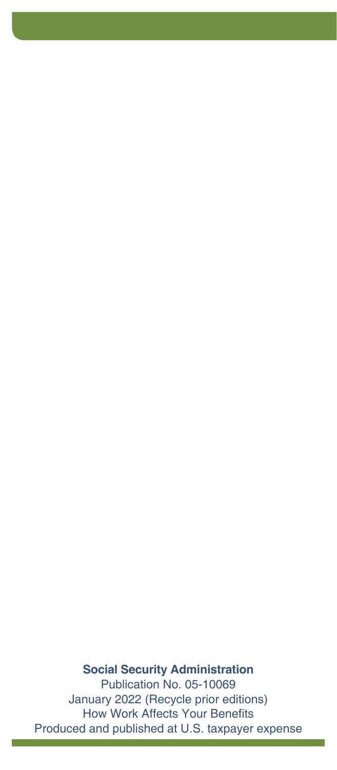**Social Security Administration**

Publication No. 05-10069

January 2022 (Recycle prior editions)

How Work Affects Your Benefits

Produced and published at U.S. taxpayer expense